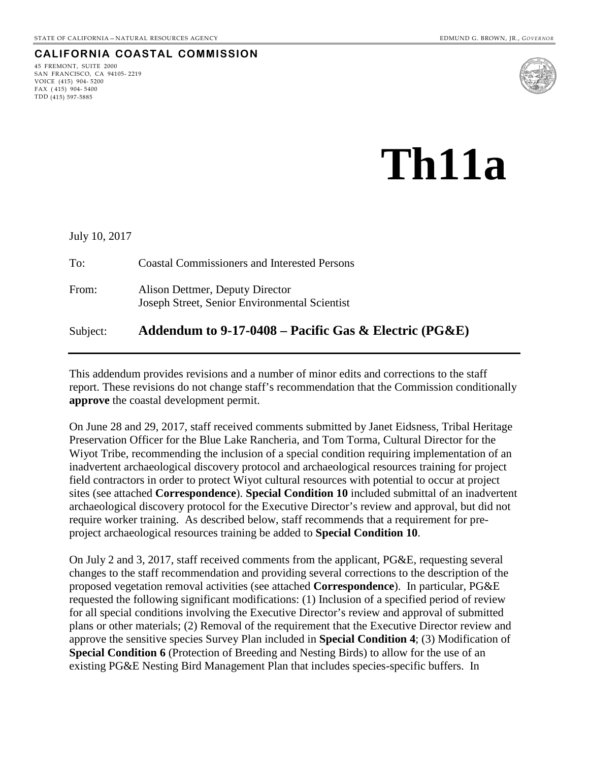STATE OF CALIFORNIA—NATURAL RESOURCES AGENCY EDMUND G. BROWN, JR., *GOVERNOR*

**CALIFORNIA COASTAL COMMISSION**

45 FREMONT, SUITE 2000
SAN FRANCISCO, CA 94105-2219
VOICE (415) 904-5200
FAX (415) 904-5400
TDD (415) 597-5885

# Th11a

July 10, 2017

To: Coastal Commissioners and Interested Persons

From: Alison Dettmer, Deputy Director
Joseph Street, Senior Environmental Scientist

Subject: **Addendum to 9-17-0408 – Pacific Gas & Electric (PG&E)**

---

This addendum provides revisions and a number of minor edits and corrections to the staff report. These revisions do not change staff's recommendation that the Commission conditionally **approve** the coastal development permit.

On June 28 and 29, 2017, staff received comments submitted by Janet Eidsness, Tribal Heritage Preservation Officer for the Blue Lake Rancheria, and Tom Torma, Cultural Director for the Wiyot Tribe, recommending the inclusion of a special condition requiring implementation of an inadvertent archaeological discovery protocol and archaeological resources training for project field contractors in order to protect Wiyot cultural resources with potential to occur at project sites (see attached **Correspondence**). **Special Condition 10** included submittal of an inadvertent archaeological discovery protocol for the Executive Director's review and approval, but did not require worker training. As described below, staff recommends that a requirement for pre-project archaeological resources training be added to **Special Condition 10**.

On July 2 and 3, 2017, staff received comments from the applicant, PG&E, requesting several changes to the staff recommendation and providing several corrections to the description of the proposed vegetation removal activities (see attached **Correspondence**). In particular, PG&E requested the following significant modifications: (1) Inclusion of a specified period of review for all special conditions involving the Executive Director's review and approval of submitted plans or other materials; (2) Removal of the requirement that the Executive Director review and approve the sensitive species Survey Plan included in **Special Condition 4**; (3) Modification of **Special Condition 6** (Protection of Breeding and Nesting Birds) to allow for the use of an existing PG&E Nesting Bird Management Plan that includes species-specific buffers. In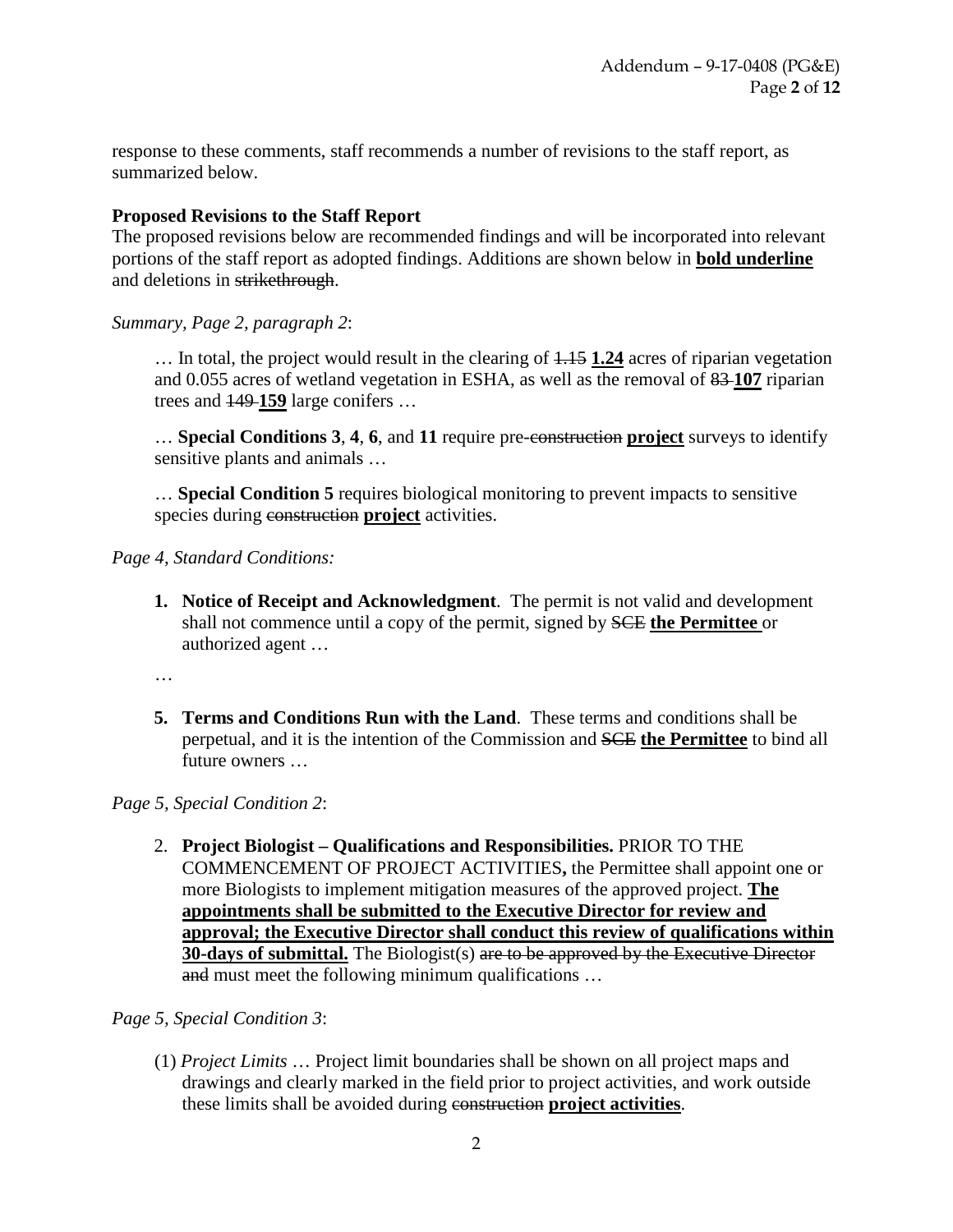response to these comments, staff recommends a number of revisions to the staff report, as summarized below.

**Proposed Revisions to the Staff Report**

The proposed revisions below are recommended findings and will be incorporated into relevant portions of the staff report as adopted findings. Additions are shown below in **<u>bold underline</u>** and deletions in ~~strikethrough~~.

*Summary, Page 2, paragraph 2*:

> … In total, the project would result in the clearing of ~~1.15~~ **<u>1.24</u>** acres of riparian vegetation and 0.055 acres of wetland vegetation in ESHA, as well as the removal of ~~83~~ **<u>107</u>** riparian trees and ~~149~~ **<u>159</u>** large conifers …
>
> … **Special Conditions 3**, **4**, **6**, and **11** require pre-~~construction~~ **<u>project</u>** surveys to identify sensitive plants and animals …
>
> … **Special Condition 5** requires biological monitoring to prevent impacts to sensitive species during ~~construction~~ **<u>project</u>** activities.

*Page 4, Standard Conditions:*

1. **Notice of Receipt and Acknowledgment**. The permit is not valid and development shall not commence until a copy of the permit, signed by ~~SCE~~ **<u>the Permittee</u>** or authorized agent …

…

5. **Terms and Conditions Run with the Land**. These terms and conditions shall be perpetual, and it is the intention of the Commission and ~~SCE~~ **<u>the Permittee</u>** to bind all future owners …

*Page 5, Special Condition 2*:

2. **Project Biologist – Qualifications and Responsibilities.** PRIOR TO THE COMMENCEMENT OF PROJECT ACTIVITIES**,** the Permittee shall appoint one or more Biologists to implement mitigation measures of the approved project. **<u>The appointments shall be submitted to the Executive Director for review and approval; the Executive Director shall conduct this review of qualifications within 30-days of submittal.</u>** The Biologist(s) ~~are to be approved by the Executive Director and~~ must meet the following minimum qualifications …

*Page 5, Special Condition 3*:

> (1) *Project Limits* … Project limit boundaries shall be shown on all project maps and drawings and clearly marked in the field prior to project activities, and work outside these limits shall be avoided during ~~construction~~ **<u>project activities</u>**.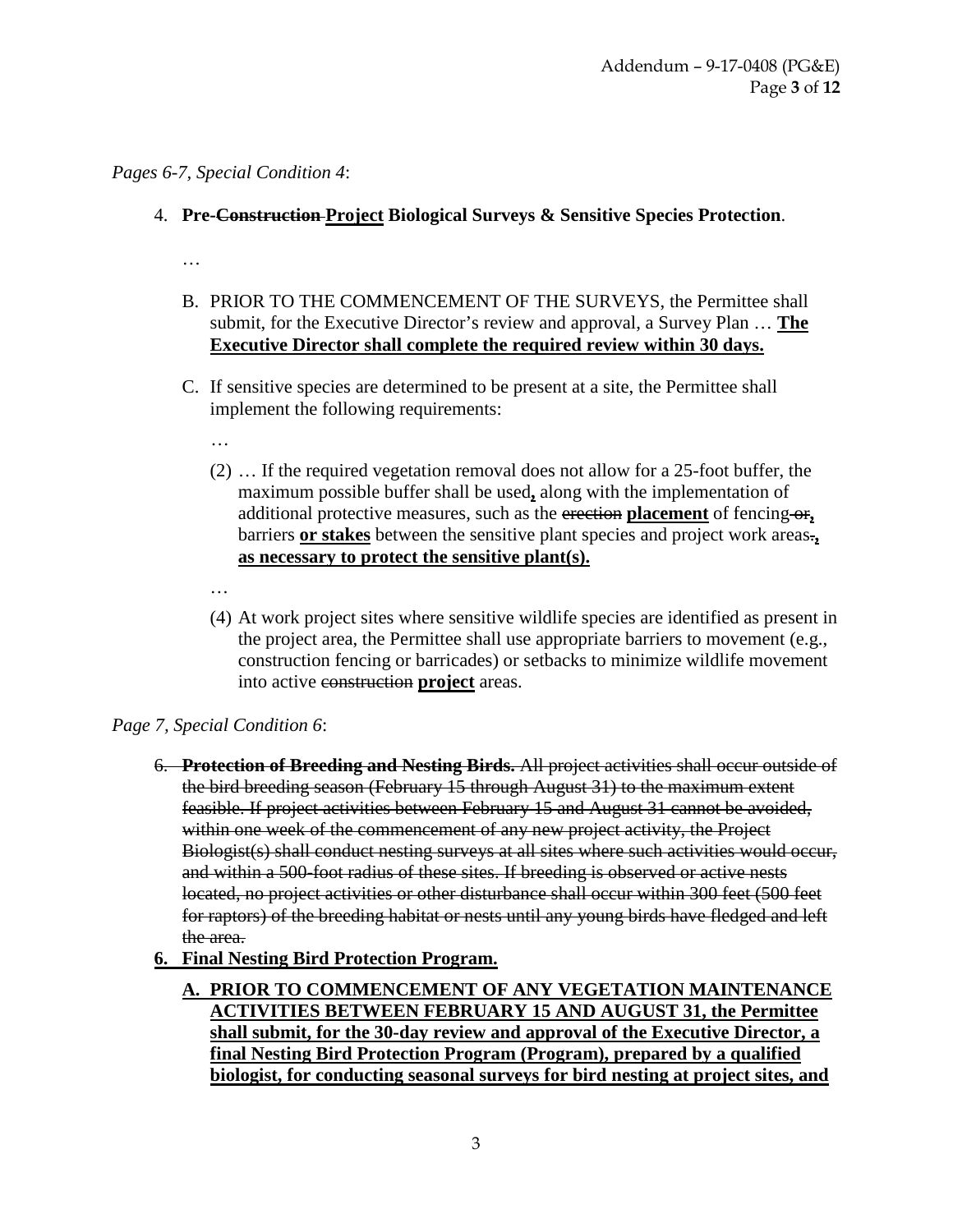*Pages 6-7, Special Condition 4*:

4. **Pre-~~Construction~~ <u>Project</u> Biological Surveys & Sensitive Species Protection**.

   …

   B. PRIOR TO THE COMMENCEMENT OF THE SURVEYS, the Permittee shall submit, for the Executive Director's review and approval, a Survey Plan … **<u>The Executive Director shall complete the required review within 30 days.</u>**

   C. If sensitive species are determined to be present at a site, the Permittee shall implement the following requirements:

      …

      (2) … If the required vegetation removal does not allow for a 25-foot buffer, the maximum possible buffer shall be used**<u>,</u>** along with the implementation of additional protective measures, such as the ~~erection~~ **<u>placement</u>** of fencing ~~or~~**<u>,</u>** barriers **<u>or stakes</u>** between the sensitive plant species and project work areas~~.~~**<u>, as necessary to protect the sensitive plant(s).</u>**

      …

      (4) At work project sites where sensitive wildlife species are identified as present in the project area, the Permittee shall use appropriate barriers to movement (e.g., construction fencing or barricades) or setbacks to minimize wildlife movement into active ~~construction~~ **<u>project</u>** areas.

*Page 7, Special Condition 6*:

~~6. **Protection of Breeding and Nesting Birds.** All project activities shall occur outside of the bird breeding season (February 15 through August 31) to the maximum extent feasible. If project activities between February 15 and August 31 cannot be avoided, within one week of the commencement of any new project activity, the Project Biologist(s) shall conduct nesting surveys at all sites where such activities would occur, and within a 500-foot radius of these sites. If breeding is observed or active nests located, no project activities or other disturbance shall occur within 300 feet (500 feet for raptors) of the breeding habitat or nests until any young birds have fledged and left the area.~~

**<u>6. Final Nesting Bird Protection Program.</u>**

   **<u>A. PRIOR TO COMMENCEMENT OF ANY VEGETATION MAINTENANCE ACTIVITIES BETWEEN FEBRUARY 15 AND AUGUST 31, the Permittee shall submit, for the 30-day review and approval of the Executive Director, a final Nesting Bird Protection Program (Program), prepared by a qualified biologist, for conducting seasonal surveys for bird nesting at project sites, and</u>**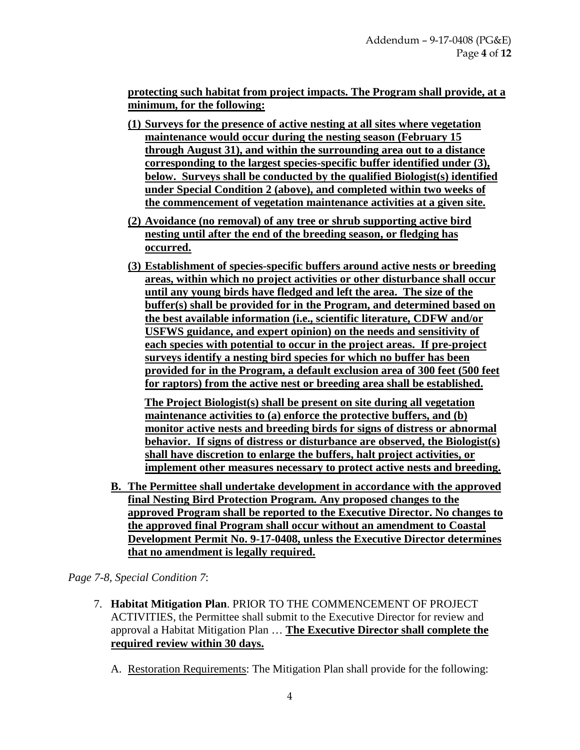**protecting such habitat from project impacts. The Program shall provide, at a minimum, for the following:**

**(1) Surveys for the presence of active nesting at all sites where vegetation maintenance would occur during the nesting season (February 15 through August 31), and within the surrounding area out to a distance corresponding to the largest species-specific buffer identified under (3), below. Surveys shall be conducted by the qualified Biologist(s) identified under Special Condition 2 (above), and completed within two weeks of the commencement of vegetation maintenance activities at a given site.**

**(2) Avoidance (no removal) of any tree or shrub supporting active bird nesting until after the end of the breeding season, or fledging has occurred.**

**(3) Establishment of species-specific buffers around active nests or breeding areas, within which no project activities or other disturbance shall occur until any young birds have fledged and left the area. The size of the buffer(s) shall be provided for in the Program, and determined based on the best available information (i.e., scientific literature, CDFW and/or USFWS guidance, and expert opinion) on the needs and sensitivity of each species with potential to occur in the project areas. If pre-project surveys identify a nesting bird species for which no buffer has been provided for in the Program, a default exclusion area of 300 feet (500 feet for raptors) from the active nest or breeding area shall be established.**

**The Project Biologist(s) shall be present on site during all vegetation maintenance activities to (a) enforce the protective buffers, and (b) monitor active nests and breeding birds for signs of distress or abnormal behavior. If signs of distress or disturbance are observed, the Biologist(s) shall have discretion to enlarge the buffers, halt project activities, or implement other measures necessary to protect active nests and breeding.**

**B. The Permittee shall undertake development in accordance with the approved final Nesting Bird Protection Program. Any proposed changes to the approved Program shall be reported to the Executive Director. No changes to the approved final Program shall occur without an amendment to Coastal Development Permit No. 9-17-0408, unless the Executive Director determines that no amendment is legally required.**

*Page 7-8, Special Condition 7*:

7. **Habitat Mitigation Plan**. PRIOR TO THE COMMENCEMENT OF PROJECT ACTIVITIES, the Permittee shall submit to the Executive Director for review and approval a Habitat Mitigation Plan … **The Executive Director shall complete the required review within 30 days.**

   A. Restoration Requirements: The Mitigation Plan shall provide for the following: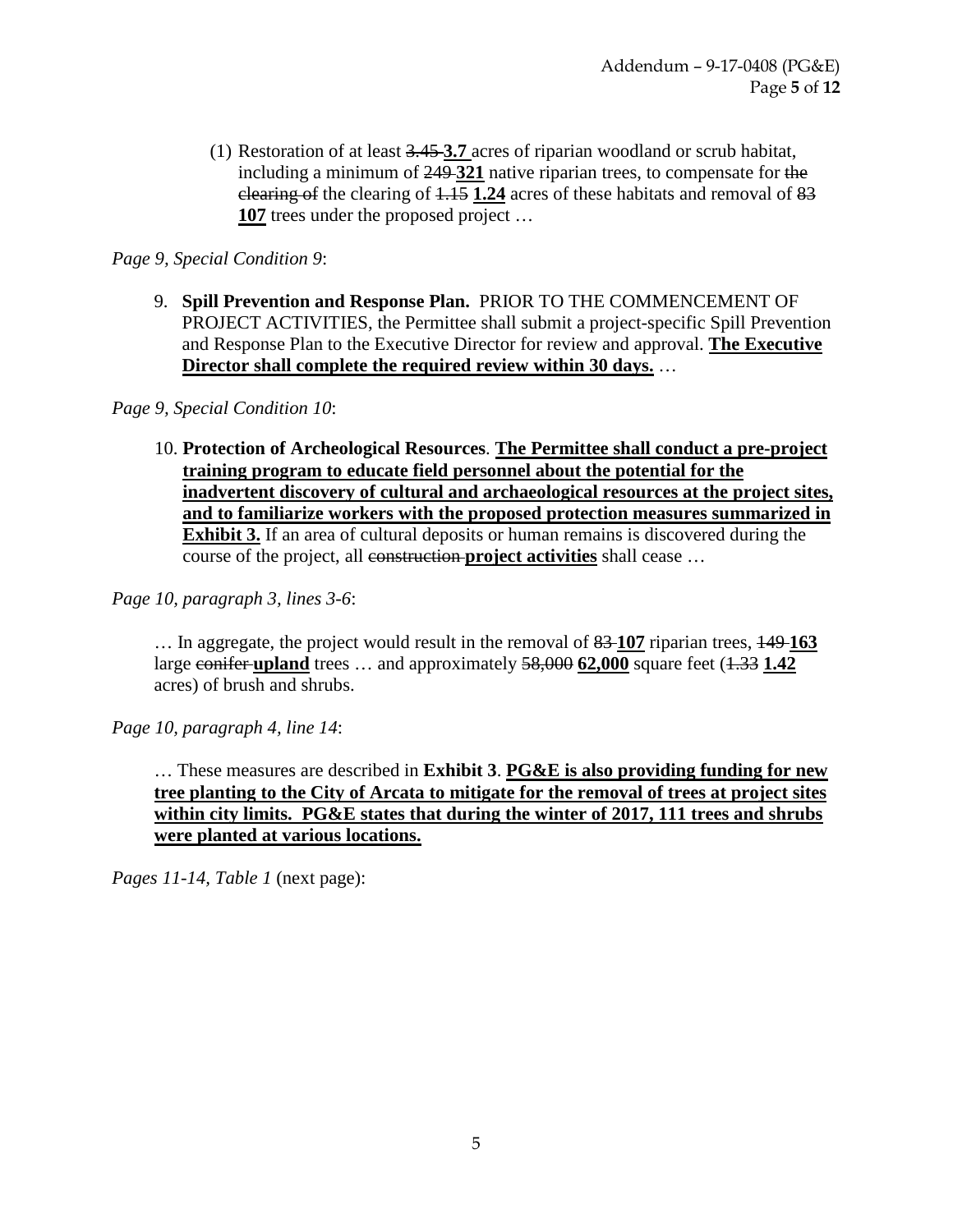(1) Restoration of at least ~~3.45~~ **3.7** acres of riparian woodland or scrub habitat, including a minimum of ~~249~~ **321** native riparian trees, to compensate for ~~the clearing of~~ the clearing of ~~1.15~~ **1.24** acres of these habitats and removal of ~~83~~ **107** trees under the proposed project …

*Page 9, Special Condition 9*:

9. **Spill Prevention and Response Plan.** PRIOR TO THE COMMENCEMENT OF PROJECT ACTIVITIES, the Permittee shall submit a project-specific Spill Prevention and Response Plan to the Executive Director for review and approval. <u>**The Executive Director shall complete the required review within 30 days.**</u> …

*Page 9, Special Condition 10*:

10. **Protection of Archeological Resources**. <u>**The Permittee shall conduct a pre-project training program to educate field personnel about the potential for the inadvertent discovery of cultural and archaeological resources at the project sites, and to familiarize workers with the proposed protection measures summarized in Exhibit 3.**</u> If an area of cultural deposits or human remains is discovered during the course of the project, all ~~construction~~ <u>**project activities**</u> shall cease …

*Page 10, paragraph 3, lines 3-6*:

… In aggregate, the project would result in the removal of ~~83~~ <u>**107**</u> riparian trees, ~~149~~ <u>**163**</u> large ~~conifer~~ <u>**upland**</u> trees … and approximately ~~58,000~~ <u>**62,000**</u> square feet (~~1.33~~ <u>**1.42**</u> acres) of brush and shrubs.

*Page 10, paragraph 4, line 14*:

… These measures are described in **Exhibit 3**. <u>**PG&E is also providing funding for new tree planting to the City of Arcata to mitigate for the removal of trees at project sites within city limits. PG&E states that during the winter of 2017, 111 trees and shrubs were planted at various locations.**</u>

*Pages 11-14, Table 1* (next page):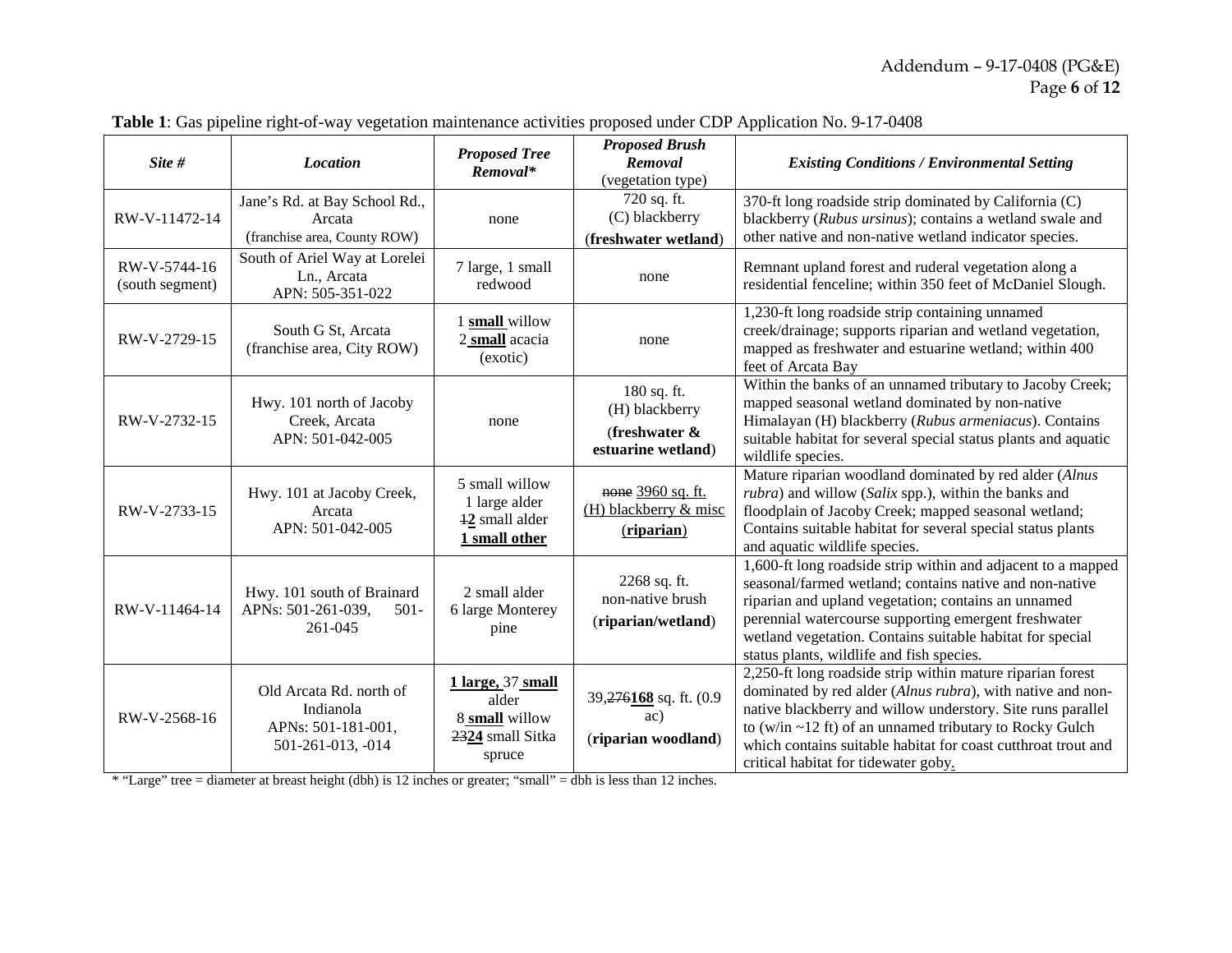**Table 1**: Gas pipeline right-of-way vegetation maintenance activities proposed under CDP Application No. 9-17-0408

| *Site #* | *Location* | *Proposed Tree Removal** | *Proposed Brush Removal* (vegetation type) | *Existing Conditions / Environmental Setting* |
|---|---|---|---|---|
| RW-V-11472-14 | Jane's Rd. at Bay School Rd., Arcata (franchise area, County ROW) | none | 720 sq. ft. (C) blackberry (**freshwater wetland**) | 370-ft long roadside strip dominated by California (C) blackberry (*Rubus ursinus*); contains a wetland swale and other native and non-native wetland indicator species. |
| RW-V-5744-16 (south segment) | South of Ariel Way at Lorelei Ln., Arcata APN: 505-351-022 | 7 large, 1 small redwood | none | Remnant upland forest and ruderal vegetation along a residential fenceline; within 350 feet of McDaniel Slough. |
| RW-V-2729-15 | South G St, Arcata (franchise area, City ROW) | 1 **small** willow 2 **small** acacia (exotic) | none | 1,230-ft long roadside strip containing unnamed creek/drainage; supports riparian and wetland vegetation, mapped as freshwater and estuarine wetland; within 400 feet of Arcata Bay |
| RW-V-2732-15 | Hwy. 101 north of Jacoby Creek, Arcata APN: 501-042-005 | none | 180 sq. ft. (H) blackberry (**freshwater & estuarine wetland**) | Within the banks of an unnamed tributary to Jacoby Creek; mapped seasonal wetland dominated by non-native Himalayan (H) blackberry (*Rubus armeniacus*). Contains suitable habitat for several special status plants and aquatic wildlife species. |
| RW-V-2733-15 | Hwy. 101 at Jacoby Creek, Arcata APN: 501-042-005 | 5 small willow 1 large alder ~~1~~**2** small alder **1 small other** | ~~none~~ 3960 sq. ft. (H) blackberry & misc (**riparian**) | Mature riparian woodland dominated by red alder (*Alnus rubra*) and willow (*Salix* spp.), within the banks and floodplain of Jacoby Creek; mapped seasonal wetland; Contains suitable habitat for several special status plants and aquatic wildlife species. |
| RW-V-11464-14 | Hwy. 101 south of Brainard APNs: 501-261-039, 501-261-045 | 2 small alder 6 large Monterey pine | 2268 sq. ft. non-native brush (**riparian/wetland**) | 1,600-ft long roadside strip within and adjacent to a mapped seasonal/farmed wetland; contains native and non-native riparian and upland vegetation; contains an unnamed perennial watercourse supporting emergent freshwater wetland vegetation. Contains suitable habitat for special status plants, wildlife and fish species. |
| RW-V-2568-16 | Old Arcata Rd. north of Indianola APNs: 501-181-001, 501-261-013, -014 | **1 large,** 37 **small** alder 8 **small** willow ~~23~~**24** small Sitka spruce | 39,~~276~~**168** sq. ft. (0.9 ac) (**riparian woodland**) | 2,250-ft long roadside strip within mature riparian forest dominated by red alder (*Alnus rubra*), with native and non-native blackberry and willow understory. Site runs parallel to (w/in ~12 ft) of an unnamed tributary to Rocky Gulch which contains suitable habitat for coast cutthroat trout and critical habitat for tidewater goby. |

* "Large" tree = diameter at breast height (dbh) is 12 inches or greater; "small" = dbh is less than 12 inches.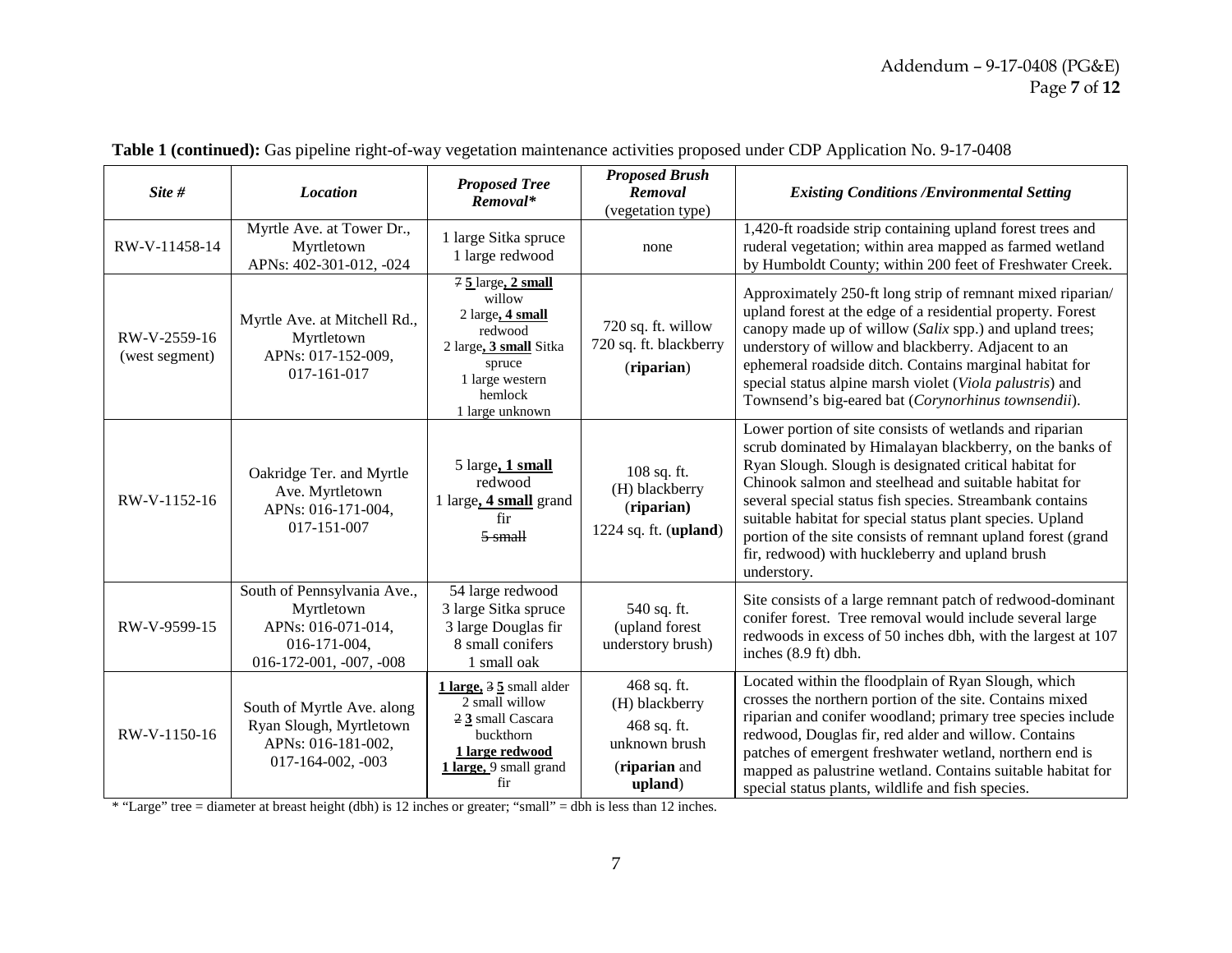**Table 1 (continued):** Gas pipeline right-of-way vegetation maintenance activities proposed under CDP Application No. 9-17-0408

| *Site #* | *Location* | *Proposed Tree Removal** | *Proposed Brush Removal* (vegetation type) | *Existing Conditions /Environmental Setting* |
|---|---|---|---|---|
| RW-V-11458-14 | Myrtle Ave. at Tower Dr., Myrtletown APNs: 402-301-012, -024 | 1 large Sitka spruce 1 large redwood | none | 1,420-ft roadside strip containing upland forest trees and ruderal vegetation; within area mapped as farmed wetland by Humboldt County; within 200 feet of Freshwater Creek. |
| RW-V-2559-16 (west segment) | Myrtle Ave. at Mitchell Rd., Myrtletown APNs: 017-152-009, 017-161-017 | ~~7~~ **5** large**, 2 small** willow 2 large**, 4 small** redwood 2 large**, 3 small** Sitka spruce 1 large western hemlock 1 large unknown | 720 sq. ft. willow 720 sq. ft. blackberry (**riparian**) | Approximately 250-ft long strip of remnant mixed riparian/ upland forest at the edge of a residential property. Forest canopy made up of willow (*Salix* spp.) and upland trees; understory of willow and blackberry. Adjacent to an ephemeral roadside ditch. Contains marginal habitat for special status alpine marsh violet (*Viola palustris*) and Townsend's big-eared bat (*Corynorhinus townsendii*). |
| RW-V-1152-16 | Oakridge Ter. and Myrtle Ave. Myrtletown APNs: 016-171-004, 017-151-007 | 5 large**, 1 small** redwood 1 large**, 4 small** grand fir ~~5 small~~ | 108 sq. ft. (H) blackberry (**riparian**) 1224 sq. ft. (**upland**) | Lower portion of site consists of wetlands and riparian scrub dominated by Himalayan blackberry, on the banks of Ryan Slough. Slough is designated critical habitat for Chinook salmon and steelhead and suitable habitat for several special status fish species. Streambank contains suitable habitat for special status plant species. Upland portion of the site consists of remnant upland forest (grand fir, redwood) with huckleberry and upland brush understory. |
| RW-V-9599-15 | South of Pennsylvania Ave., Myrtletown APNs: 016-071-014, 016-171-004, 016-172-001, -007, -008 | 54 large redwood 3 large Sitka spruce 3 large Douglas fir 8 small conifers 1 small oak | 540 sq. ft. (upland forest understory brush) | Site consists of a large remnant patch of redwood-dominant conifer forest. Tree removal would include several large redwoods in excess of 50 inches dbh, with the largest at 107 inches (8.9 ft) dbh. |
| RW-V-1150-16 | South of Myrtle Ave. along Ryan Slough, Myrtletown APNs: 016-181-002, 017-164-002, -003 | **1 large,** ~~3~~ **5** small alder 2 small willow ~~2~~ **3** small Cascara buckthorn **1 large redwood** **1 large,** 9 small grand fir | 468 sq. ft. (H) blackberry 468 sq. ft. unknown brush (**riparian** and **upland**) | Located within the floodplain of Ryan Slough, which crosses the northern portion of the site. Contains mixed riparian and conifer woodland; primary tree species include redwood, Douglas fir, red alder and willow. Contains patches of emergent freshwater wetland, northern end is mapped as palustrine wetland. Contains suitable habitat for special status plants, wildlife and fish species. |

* "Large" tree = diameter at breast height (dbh) is 12 inches or greater; "small" = dbh is less than 12 inches.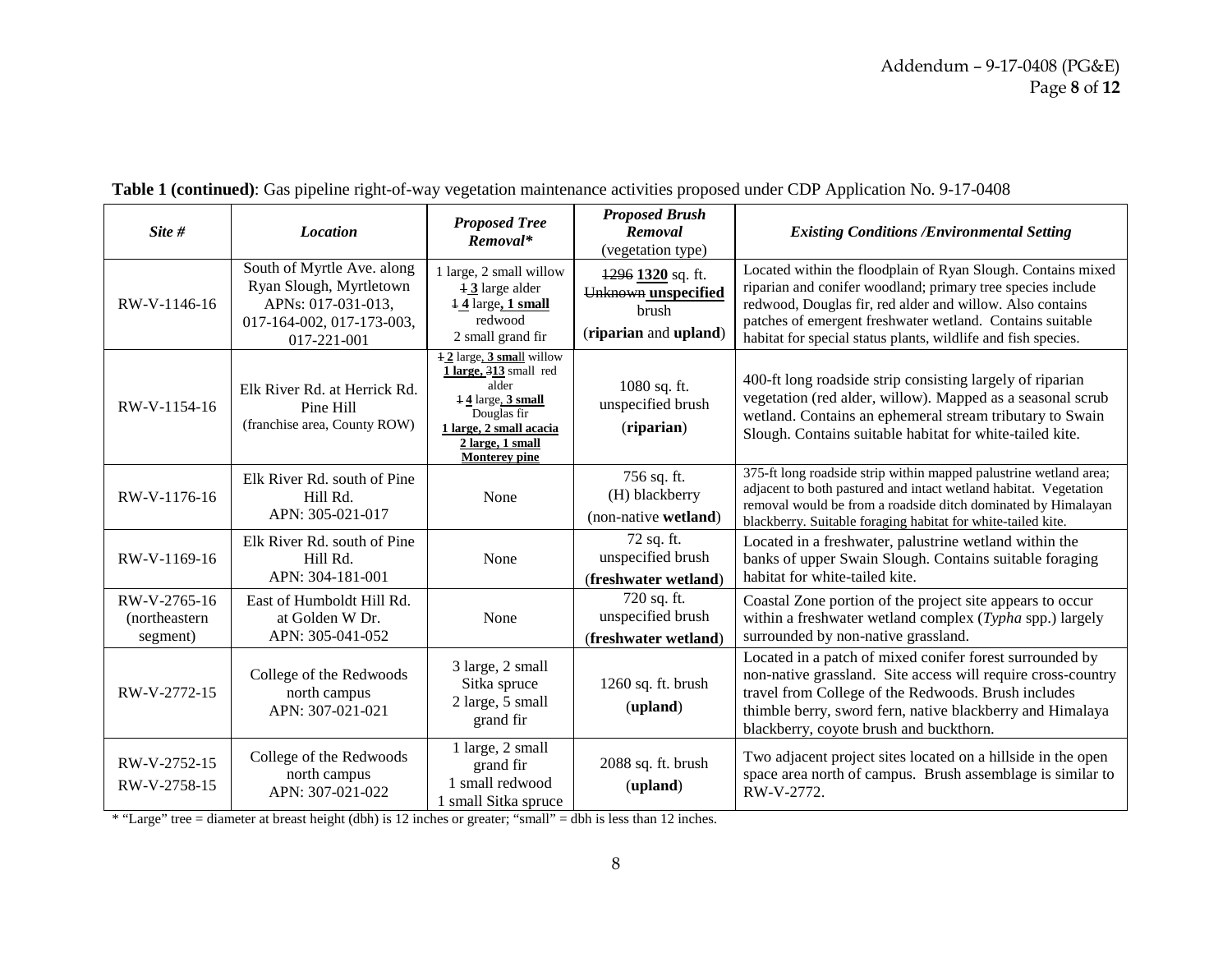**Table 1 (continued)**: Gas pipeline right-of-way vegetation maintenance activities proposed under CDP Application No. 9-17-0408

| *Site #* | *Location* | *Proposed Tree Removal** | *Proposed Brush Removal* (vegetation type) | *Existing Conditions /Environmental Setting* |
|---|---|---|---|---|
| RW-V-1146-16 | South of Myrtle Ave. along Ryan Slough, Myrtletown APNs: 017-031-013, 017-164-002, 017-173-003, 017-221-001 | 1 large, 2 small willow ~~1~~ **3** large alder ~~1~~ **4** large**, 1 small** redwood 2 small grand fir | ~~1296~~ **1320** sq. ft. ~~Unknown~~ **unspecified** brush (**riparian** and **upland**) | Located within the floodplain of Ryan Slough. Contains mixed riparian and conifer woodland; primary tree species include redwood, Douglas fir, red alder and willow. Also contains patches of emergent freshwater wetland. Contains suitable habitat for special status plants, wildlife and fish species. |
| RW-V-1154-16 | Elk River Rd. at Herrick Rd. Pine Hill (franchise area, County ROW) | ~~1~~ **2** large, **3 small** willow **1 large, ~~3~~13** small red alder ~~1~~ **4** large, **3 small** Douglas fir **1 large, 2 small acacia** **2 large, 1 small Monterey pine** | 1080 sq. ft. unspecified brush (**riparian**) | 400-ft long roadside strip consisting largely of riparian vegetation (red alder, willow). Mapped as a seasonal scrub wetland. Contains an ephemeral stream tributary to Swain Slough. Contains suitable habitat for white-tailed kite. |
| RW-V-1176-16 | Elk River Rd. south of Pine Hill Rd. APN: 305-021-017 | None | 756 sq. ft. (H) blackberry (non-native **wetland**) | 375-ft long roadside strip within mapped palustrine wetland area; adjacent to both pastured and intact wetland habitat. Vegetation removal would be from a roadside ditch dominated by Himalayan blackberry. Suitable foraging habitat for white-tailed kite. |
| RW-V-1169-16 | Elk River Rd. south of Pine Hill Rd. APN: 304-181-001 | None | 72 sq. ft. unspecified brush (**freshwater wetland**) | Located in a freshwater, palustrine wetland within the banks of upper Swain Slough. Contains suitable foraging habitat for white-tailed kite. |
| RW-V-2765-16 (northeastern segment) | East of Humboldt Hill Rd. at Golden W Dr. APN: 305-041-052 | None | 720 sq. ft. unspecified brush (**freshwater wetland**) | Coastal Zone portion of the project site appears to occur within a freshwater wetland complex (*Typha* spp.) largely surrounded by non-native grassland. |
| RW-V-2772-15 | College of the Redwoods north campus APN: 307-021-021 | 3 large, 2 small Sitka spruce 2 large, 5 small grand fir | 1260 sq. ft. brush (**upland**) | Located in a patch of mixed conifer forest surrounded by non-native grassland. Site access will require cross-country travel from College of the Redwoods. Brush includes thimble berry, sword fern, native blackberry and Himalaya blackberry, coyote brush and buckthorn. |
| RW-V-2752-15 RW-V-2758-15 | College of the Redwoods north campus APN: 307-021-022 | 1 large, 2 small grand fir 1 small redwood 1 small Sitka spruce | 2088 sq. ft. brush (**upland**) | Two adjacent project sites located on a hillside in the open space area north of campus. Brush assemblage is similar to RW-V-2772. |

* "Large" tree = diameter at breast height (dbh) is 12 inches or greater; "small" = dbh is less than 12 inches.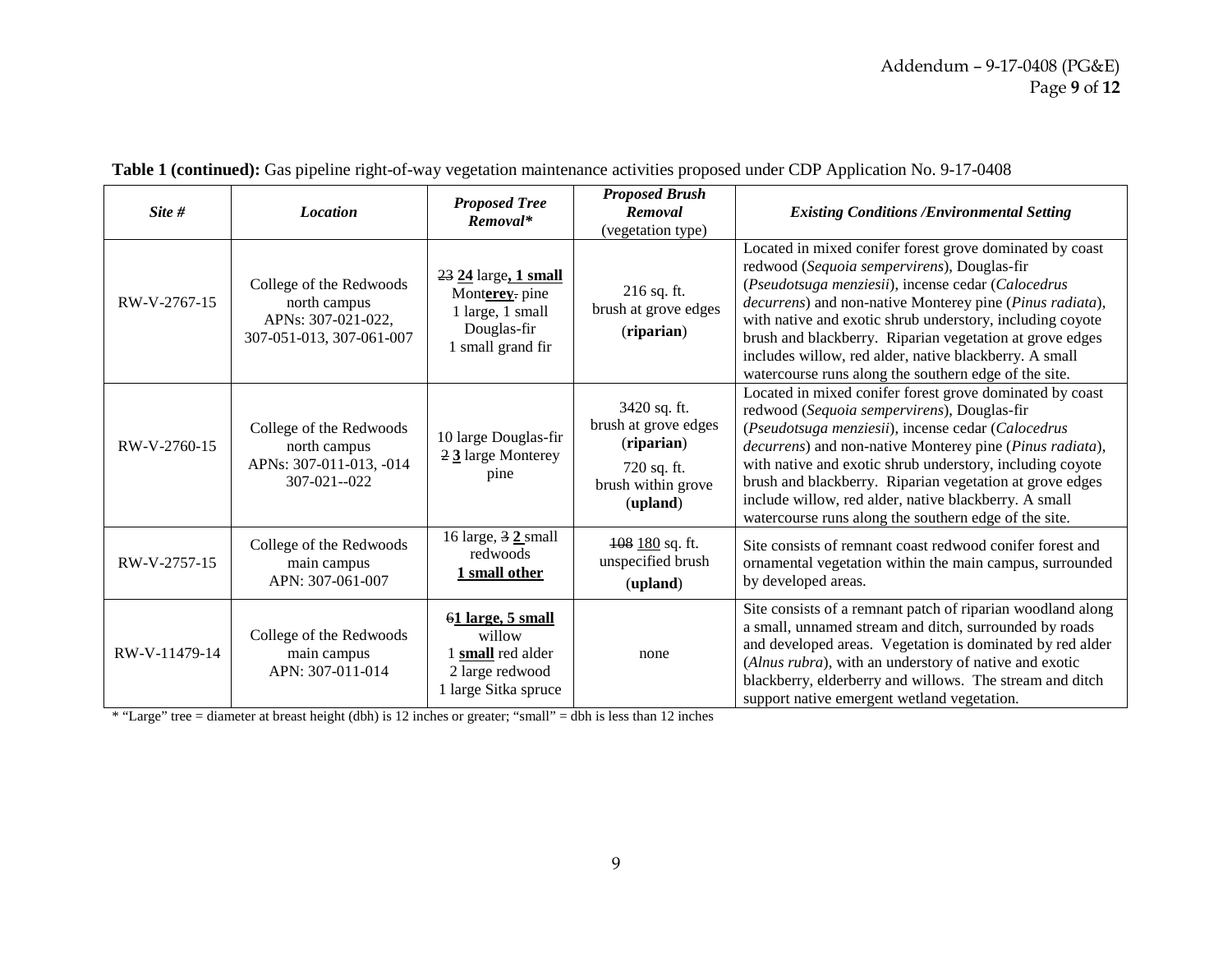**Table 1 (continued):** Gas pipeline right-of-way vegetation maintenance activities proposed under CDP Application No. 9-17-0408

| *Site #* | *Location* | *Proposed Tree Removal** | *Proposed Brush Removal* (vegetation type) | *Existing Conditions /Environmental Setting* |
|---|---|---|---|---|
| RW-V-2767-15 | College of the Redwoods north campus APNs: 307-021-022, 307-051-013, 307-061-007 | ~~23~~ **24** large**, 1 small** Mont**erey**~~.~~ pine 1 large, 1 small Douglas-fir 1 small grand fir | 216 sq. ft. brush at grove edges (**riparian**) | Located in mixed conifer forest grove dominated by coast redwood (*Sequoia sempervirens*), Douglas-fir (*Pseudotsuga menziesii*), incense cedar (*Calocedrus decurrens*) and non-native Monterey pine (*Pinus radiata*), with native and exotic shrub understory, including coyote brush and blackberry. Riparian vegetation at grove edges includes willow, red alder, native blackberry. A small watercourse runs along the southern edge of the site. |
| RW-V-2760-15 | College of the Redwoods north campus APNs: 307-011-013, -014 307-021--022 | 10 large Douglas-fir ~~2~~ **3** large Monterey pine | 3420 sq. ft. brush at grove edges (**riparian**) 720 sq. ft. brush within grove (**upland**) | Located in mixed conifer forest grove dominated by coast redwood (*Sequoia sempervirens*), Douglas-fir (*Pseudotsuga menziesii*), incense cedar (*Calocedrus decurrens*) and non-native Monterey pine (*Pinus radiata*), with native and exotic shrub understory, including coyote brush and blackberry. Riparian vegetation at grove edges include willow, red alder, native blackberry. A small watercourse runs along the southern edge of the site. |
| RW-V-2757-15 | College of the Redwoods main campus APN: 307-061-007 | 16 large, ~~3~~ **2** small redwoods **1 small other** | ~~108~~ 180 sq. ft. unspecified brush (**upland**) | Site consists of remnant coast redwood conifer forest and ornamental vegetation within the main campus, surrounded by developed areas. |
| RW-V-11479-14 | College of the Redwoods main campus APN: 307-011-014 | ~~6~~**1 large, 5 small** willow 1 **small** red alder 2 large redwood 1 large Sitka spruce | none | Site consists of a remnant patch of riparian woodland along a small, unnamed stream and ditch, surrounded by roads and developed areas. Vegetation is dominated by red alder (*Alnus rubra*), with an understory of native and exotic blackberry, elderberry and willows. The stream and ditch support native emergent wetland vegetation. |

* "Large" tree = diameter at breast height (dbh) is 12 inches or greater; "small" = dbh is less than 12 inches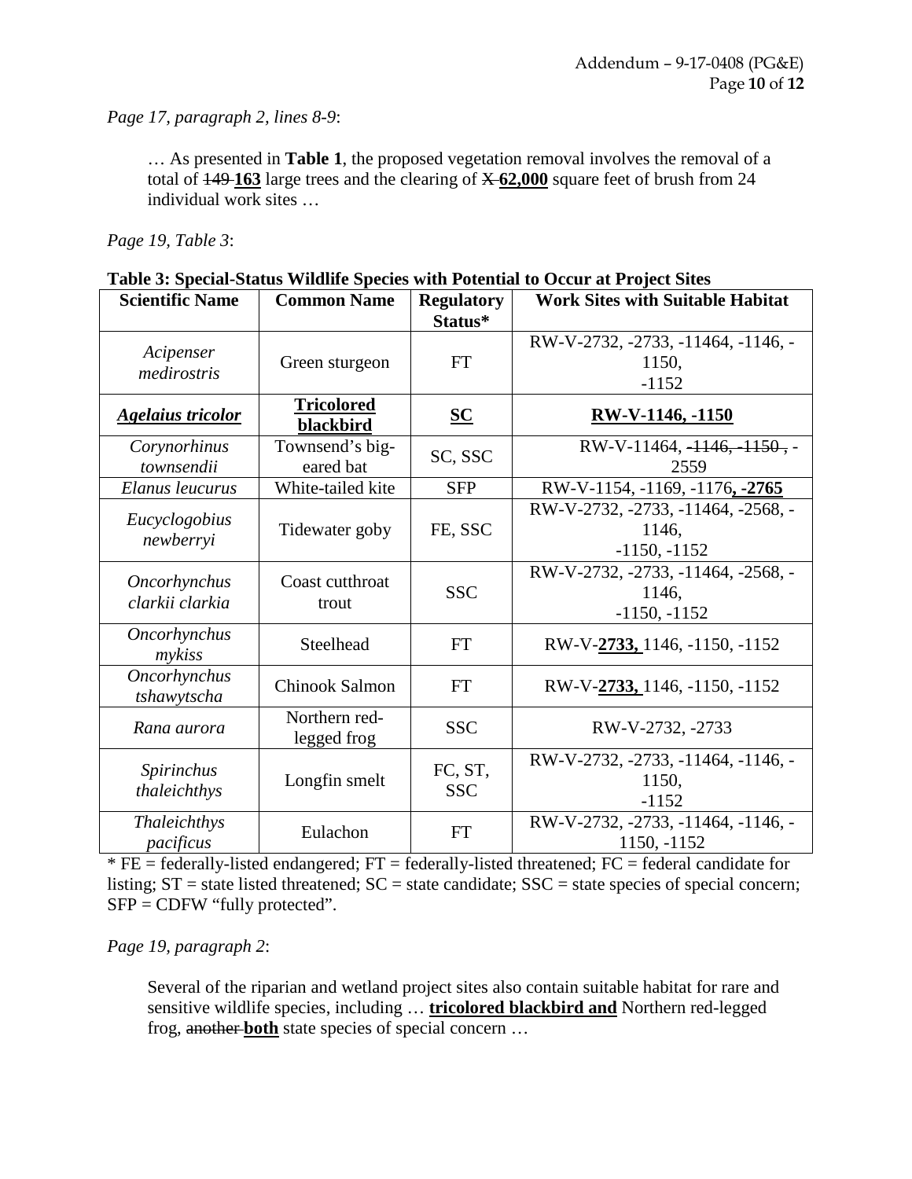*Page 17, paragraph 2, lines 8-9*:

… As presented in **Table 1**, the proposed vegetation removal involves the removal of a total of ~~149~~ **163** large trees and the clearing of ~~X~~ **62,000** square feet of brush from 24 individual work sites …

*Page 19, Table 3*:

**Table 3: Special-Status Wildlife Species with Potential to Occur at Project Sites**

| Scientific Name | Common Name | Regulatory Status* | Work Sites with Suitable Habitat |
|---|---|---|---|
| *Acipenser medirostris* | Green sturgeon | FT | RW-V-2732, -2733, -11464, -1146, -1150, -1152 |
| ***Agelaius tricolor*** | **Tricolored blackbird** | **SC** | **RW-V-1146, -1150** |
| *Corynorhinus townsendii* | Townsend's big-eared bat | SC, SSC | RW-V-11464, ~~-1146, -1150~~, -2559 |
| *Elanus leucurus* | White-tailed kite | SFP | RW-V-1154, -1169, -1176**, -2765** |
| *Eucyclogobius newberryi* | Tidewater goby | FE, SSC | RW-V-2732, -2733, -11464, -2568, -1146, -1150, -1152 |
| *Oncorhynchus clarkii clarkia* | Coast cutthroat trout | SSC | RW-V-2732, -2733, -11464, -2568, -1146, -1150, -1152 |
| *Oncorhynchus mykiss* | Steelhead | FT | RW-V-**2733,** 1146, -1150, -1152 |
| *Oncorhynchus tshawytscha* | Chinook Salmon | FT | RW-V-**2733,** 1146, -1150, -1152 |
| *Rana aurora* | Northern red-legged frog | SSC | RW-V-2732, -2733 |
| *Spirinchus thaleichthys* | Longfin smelt | FC, ST, SSC | RW-V-2732, -2733, -11464, -1146, -1150, -1152 |
| *Thaleichthys pacificus* | Eulachon | FT | RW-V-2732, -2733, -11464, -1146, -1150, -1152 |

* FE = federally-listed endangered; FT = federally-listed threatened; FC = federal candidate for listing; ST = state listed threatened; SC = state candidate; SSC = state species of special concern; SFP = CDFW "fully protected".

*Page 19, paragraph 2*:

Several of the riparian and wetland project sites also contain suitable habitat for rare and sensitive wildlife species, including … **tricolored blackbird and** Northern red-legged frog, ~~another~~ **both** state species of special concern …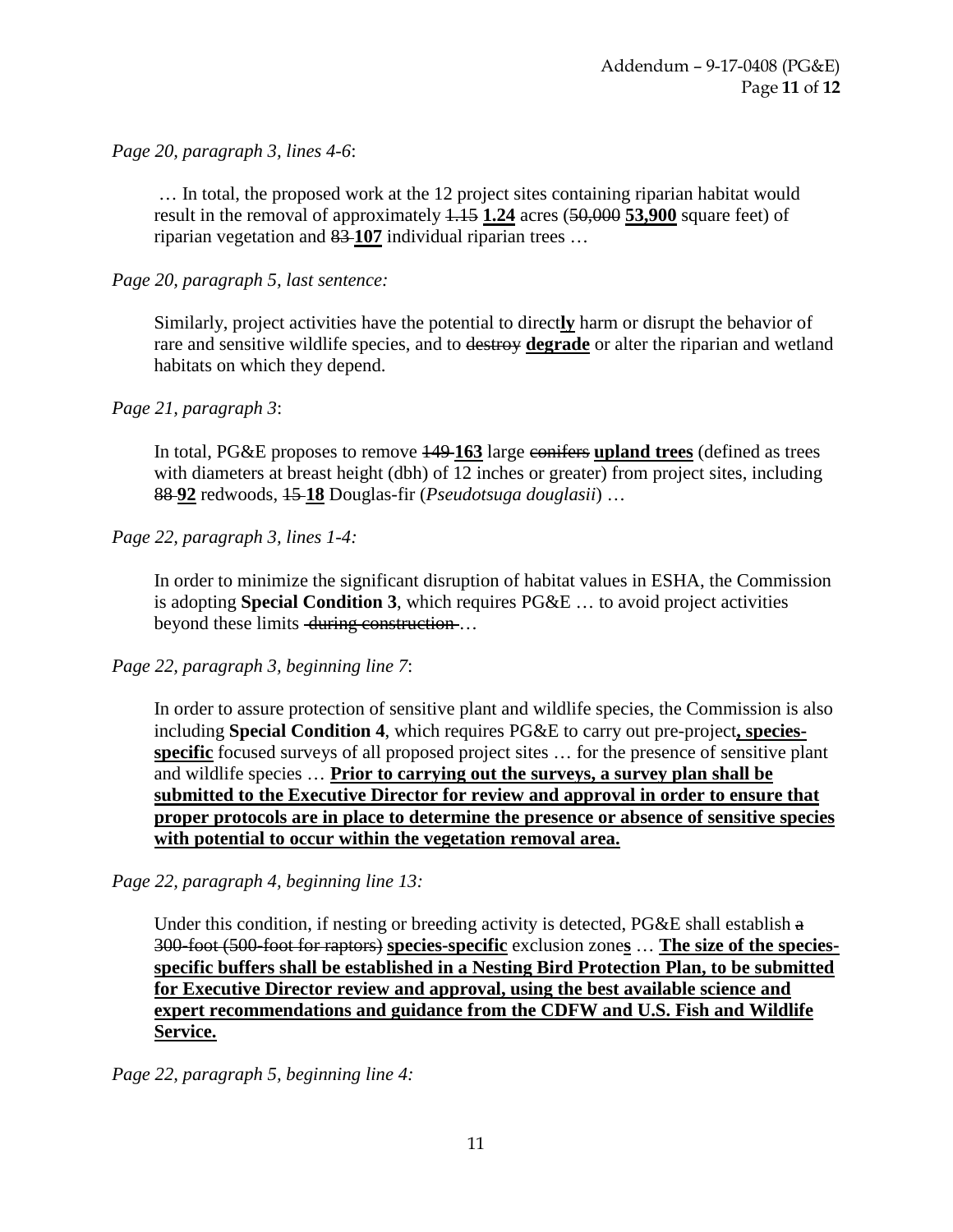*Page 20, paragraph 3, lines 4-6*:

… In total, the proposed work at the 12 project sites containing riparian habitat would result in the removal of approximately ~~1.15~~ <u>**1.24**</u> acres (~~50,000~~ <u>**53,900**</u> square feet) of riparian vegetation and ~~83~~ <u>**107**</u> individual riparian trees …

*Page 20, paragraph 5, last sentence:*

Similarly, project activities have the potential to direct<u>**ly**</u> harm or disrupt the behavior of rare and sensitive wildlife species, and to ~~destroy~~ <u>**degrade**</u> or alter the riparian and wetland habitats on which they depend.

*Page 21, paragraph 3*:

In total, PG&E proposes to remove ~~149~~ <u>**163**</u> large ~~conifers~~ <u>**upland trees**</u> (defined as trees with diameters at breast height (dbh) of 12 inches or greater) from project sites, including ~~88~~ <u>**92**</u> redwoods, ~~15~~ <u>**18**</u> Douglas-fir (*Pseudotsuga douglasii*) …

*Page 22, paragraph 3, lines 1-4:*

In order to minimize the significant disruption of habitat values in ESHA, the Commission is adopting **Special Condition 3**, which requires PG&E … to avoid project activities beyond these limits ~~during construction~~ …

*Page 22, paragraph 3, beginning line 7*:

In order to assure protection of sensitive plant and wildlife species, the Commission is also including **Special Condition 4**, which requires PG&E to carry out pre-project<u>**, species-specific**</u> focused surveys of all proposed project sites … for the presence of sensitive plant and wildlife species … <u>**Prior to carrying out the surveys, a survey plan shall be submitted to the Executive Director for review and approval in order to ensure that proper protocols are in place to determine the presence or absence of sensitive species with potential to occur within the vegetation removal area.**</u>

*Page 22, paragraph 4, beginning line 13:*

Under this condition, if nesting or breeding activity is detected, PG&E shall establish ~~a 300-foot (500-foot for raptors)~~ <u>**species-specific**</u> exclusion zone<u>**s**</u> … <u>**The size of the species-specific buffers shall be established in a Nesting Bird Protection Plan, to be submitted for Executive Director review and approval, using the best available science and expert recommendations and guidance from the CDFW and U.S. Fish and Wildlife Service.**</u>

*Page 22, paragraph 5, beginning line 4:*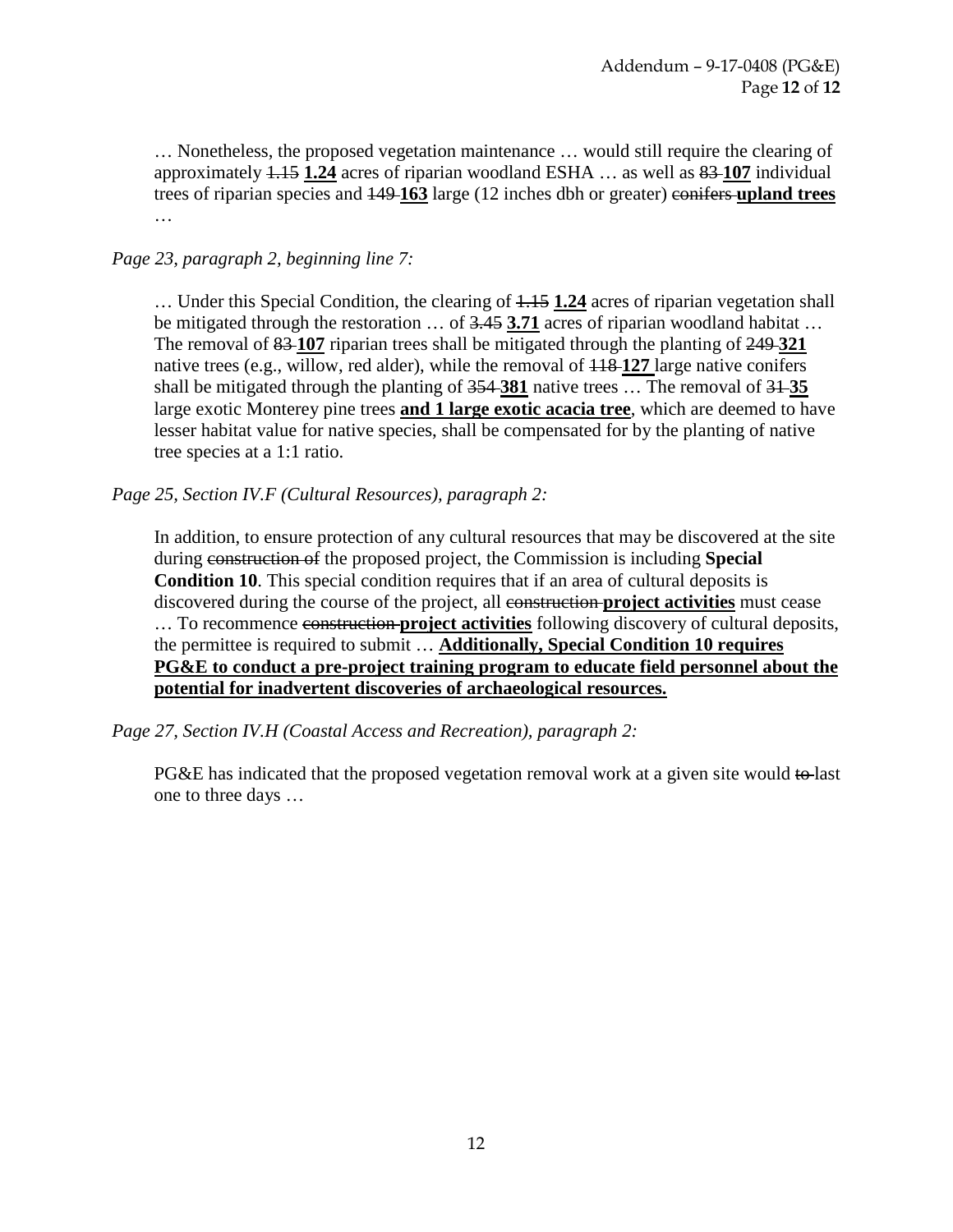… Nonetheless, the proposed vegetation maintenance … would still require the clearing of approximately ~~1.15~~ **<u>1.24</u>** acres of riparian woodland ESHA … as well as ~~83~~ **<u>107</u>** individual trees of riparian species and ~~149~~ **<u>163</u>** large (12 inches dbh or greater) ~~conifers~~ **<u>upland trees</u>** …

*Page 23, paragraph 2, beginning line 7:*

… Under this Special Condition, the clearing of ~~1.15~~ **<u>1.24</u>** acres of riparian vegetation shall be mitigated through the restoration … of ~~3.45~~ **<u>3.71</u>** acres of riparian woodland habitat … The removal of ~~83~~ **<u>107</u>** riparian trees shall be mitigated through the planting of ~~249~~ **<u>321</u>** native trees (e.g., willow, red alder), while the removal of ~~118~~ **<u>127</u>** large native conifers shall be mitigated through the planting of ~~354~~ **<u>381</u>** native trees … The removal of ~~31~~ **<u>35</u>** large exotic Monterey pine trees **<u>and 1 large exotic acacia tree</u>**, which are deemed to have lesser habitat value for native species, shall be compensated for by the planting of native tree species at a 1:1 ratio.

*Page 25, Section IV.F (Cultural Resources), paragraph 2:*

In addition, to ensure protection of any cultural resources that may be discovered at the site during ~~construction of~~ the proposed project, the Commission is including **Special Condition 10**. This special condition requires that if an area of cultural deposits is discovered during the course of the project, all ~~construction~~ **<u>project activities</u>** must cease … To recommence ~~construction~~ **<u>project activities</u>** following discovery of cultural deposits, the permittee is required to submit … **<u>Additionally, Special Condition 10 requires PG&E to conduct a pre-project training program to educate field personnel about the potential for inadvertent discoveries of archaeological resources.</u>**

*Page 27, Section IV.H (Coastal Access and Recreation), paragraph 2:*

PG&E has indicated that the proposed vegetation removal work at a given site would ~~to~~ last one to three days …